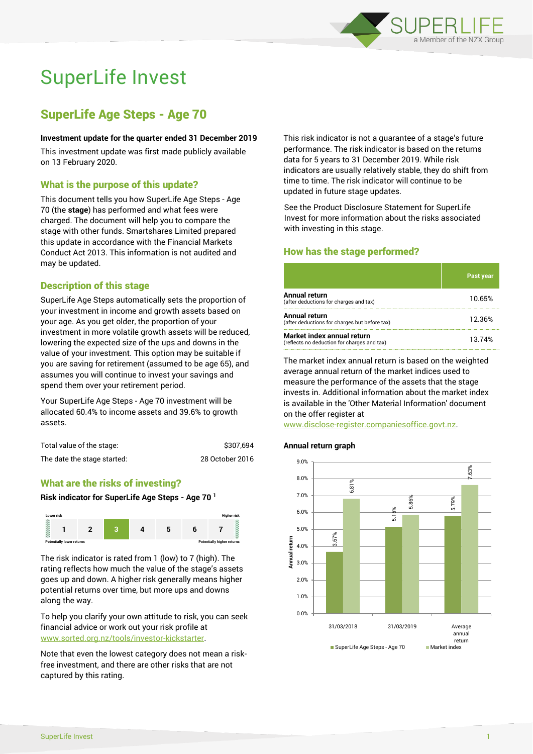# SuperLife Invest

## SuperLife Age Steps - Age 70

**Investment update for the quarter ended 31 December 2019**

This investment update was first made publicly available on 13 February 2020.

### What is the purpose of this update?

This document tells you how SuperLife Age Steps - Age 70 (the **stage**) has performed and what fees were charged. The document will help you to compare the stage with other funds. Smartshares Limited prepared this update in accordance with the Financial Markets Conduct Act 2013. This information is not audited and may be updated.

### Description of this stage

SuperLife Age Steps automatically sets the proportion of your investment in income and growth assets based on your age. As you get older, the proportion of your investment in more volatile growth assets will be reduced, lowering the expected size of the ups and downs in the value of your investment. This option may be suitable if you are saving for retirement (assumed to be age 65), and assumes you will continue to invest your savings and spend them over your retirement period.

Your SuperLife Age Steps - Age 70 investment will be allocated 60.4% to income assets and 39.6% to growth assets.

| | |
|---|---|
| Total value of the stage: | $307,694 |
| The date the stage started: | 28 October 2016 |

### What are the risks of investing?

**Risk indicator for SuperLife Age Steps - Age 70 [1]**

Lower risk — Higher risk

| 1 | 2 | **3** | 4 | 5 | 6 | 7 |
|---|---|---|---|---|---|---|

Potentially lower returns — Potentially higher returns

The risk indicator is rated from 1 (low) to 7 (high). The rating reflects how much the value of the stage's assets goes up and down. A higher risk generally means higher potential returns over time, but more ups and downs along the way.

To help you clarify your own attitude to risk, you can seek financial advice or work out your risk profile at www.sorted.org.nz/tools/investor-kickstarter.

Note that even the lowest category does not mean a risk-free investment, and there are other risks that are not captured by this rating.

This risk indicator is not a guarantee of a stage's future performance. The risk indicator is based on the returns data for 5 years to 31 December 2019. While risk indicators are usually relatively stable, they do shift from time to time. The risk indicator will continue to be updated in future stage updates.

See the Product Disclosure Statement for SuperLife Invest for more information about the risks associated with investing in this stage.

### How has the stage performed?

| | Past year |
|---|---|
| **Annual return** (after deductions for charges and tax) | 10.65% |
| **Annual return** (after deductions for charges but before tax) | 12.36% |
| **Market index annual return** (reflects no deduction for charges and tax) | 13.74% |

The market index annual return is based on the weighted average annual return of the market indices used to measure the performance of the assets that the stage invests in. Additional information about the market index is available in the 'Other Material Information' document on the offer register at www.disclose-register.companiesoffice.govt.nz.

**Annual return graph**

| | SuperLife Age Steps - Age 70 | Market index |
|---|---|---|
| 31/03/2018 | 3.67% | 6.81% |
| 31/03/2019 | 5.15% | 5.86% |
| Average annual return | 5.79% | 7.63% |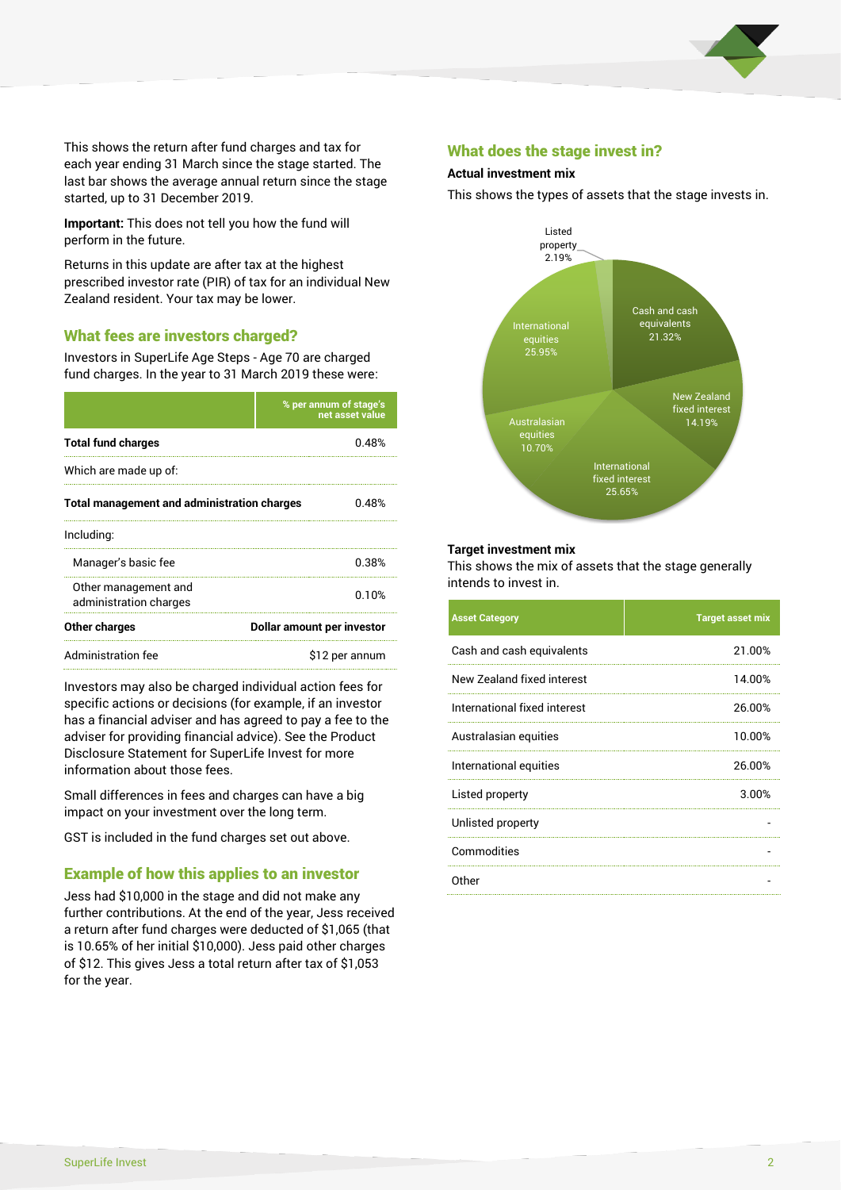This shows the return after fund charges and tax for each year ending 31 March since the stage started. The last bar shows the average annual return since the stage started, up to 31 December 2019.

**Important:** This does not tell you how the fund will perform in the future.

Returns in this update are after tax at the highest prescribed investor rate (PIR) of tax for an individual New Zealand resident. Your tax may be lower.

## What fees are investors charged?

Investors in SuperLife Age Steps - Age 70 are charged fund charges. In the year to 31 March 2019 these were:

| | % per annum of stage's net asset value |
|---|---|
| **Total fund charges** | 0.48% |
| Which are made up of: | |
| **Total management and administration charges** | 0.48% |
| Including: | |
| Manager's basic fee | 0.38% |
| Other management and administration charges | 0.10% |
| **Other charges** | **Dollar amount per investor** |
| Administration fee | $12 per annum |

Investors may also be charged individual action fees for specific actions or decisions (for example, if an investor has a financial adviser and has agreed to pay a fee to the adviser for providing financial advice). See the Product Disclosure Statement for SuperLife Invest for more information about those fees.

Small differences in fees and charges can have a big impact on your investment over the long term.

GST is included in the fund charges set out above.

## Example of how this applies to an investor

Jess had $10,000 in the stage and did not make any further contributions. At the end of the year, Jess received a return after fund charges were deducted of $1,065 (that is 10.65% of her initial $10,000). Jess paid other charges of $12. This gives Jess a total return after tax of $1,053 for the year.

## What does the stage invest in?

**Actual investment mix**

This shows the types of assets that the stage invests in.

- Cash and cash equivalents 21.32%
- New Zealand fixed interest 14.19%
- International fixed interest 25.65%
- Australasian equities 10.70%
- International equities 25.95%
- Listed property 2.19%

**Target investment mix**

This shows the mix of assets that the stage generally intends to invest in.

| Asset Category | Target asset mix |
|---|---|
| Cash and cash equivalents | 21.00% |
| New Zealand fixed interest | 14.00% |
| International fixed interest | 26.00% |
| Australasian equities | 10.00% |
| International equities | 26.00% |
| Listed property | 3.00% |
| Unlisted property | - |
| Commodities | - |
| Other | - |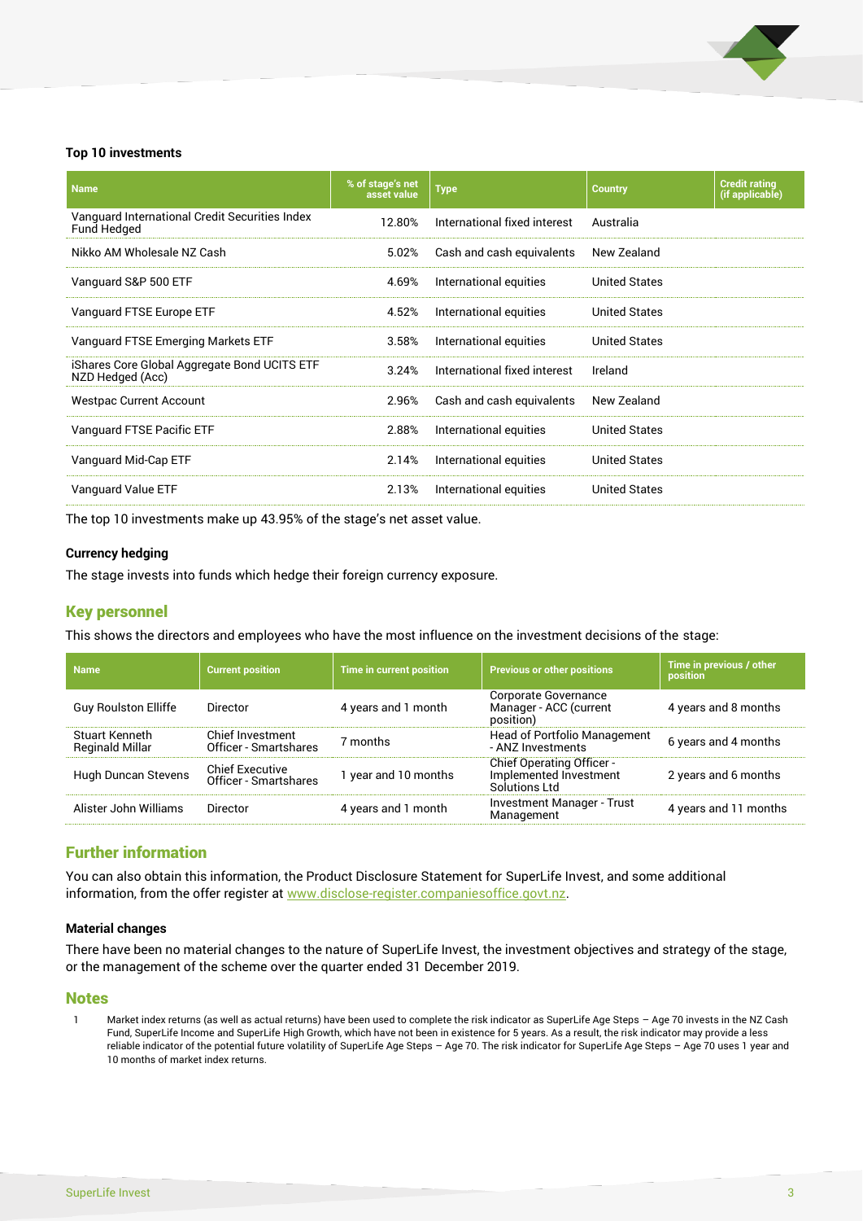### Top 10 investments

| Name | % of stage's net asset value | Type | Country | Credit rating (if applicable) |
|---|---|---|---|---|
| Vanguard International Credit Securities Index Fund Hedged | 12.80% | International fixed interest | Australia | |
| Nikko AM Wholesale NZ Cash | 5.02% | Cash and cash equivalents | New Zealand | |
| Vanguard S&P 500 ETF | 4.69% | International equities | United States | |
| Vanguard FTSE Europe ETF | 4.52% | International equities | United States | |
| Vanguard FTSE Emerging Markets ETF | 3.58% | International equities | United States | |
| iShares Core Global Aggregate Bond UCITS ETF NZD Hedged (Acc) | 3.24% | International fixed interest | Ireland | |
| Westpac Current Account | 2.96% | Cash and cash equivalents | New Zealand | |
| Vanguard FTSE Pacific ETF | 2.88% | International equities | United States | |
| Vanguard Mid-Cap ETF | 2.14% | International equities | United States | |
| Vanguard Value ETF | 2.13% | International equities | United States | |

The top 10 investments make up 43.95% of the stage's net asset value.

### Currency hedging

The stage invests into funds which hedge their foreign currency exposure.

## Key personnel

This shows the directors and employees who have the most influence on the investment decisions of the stage:

| Name | Current position | Time in current position | Previous or other positions | Time in previous / other position |
|---|---|---|---|---|
| Guy Roulston Elliffe | Director | 4 years and 1 month | Corporate Governance Manager - ACC (current position) | 4 years and 8 months |
| Stuart Kenneth Reginald Millar | Chief Investment Officer - Smartshares | 7 months | Head of Portfolio Management - ANZ Investments | 6 years and 4 months |
| Hugh Duncan Stevens | Chief Executive Officer - Smartshares | 1 year and 10 months | Chief Operating Officer - Implemented Investment Solutions Ltd | 2 years and 6 months |
| Alister John Williams | Director | 4 years and 1 month | Investment Manager - Trust Management | 4 years and 11 months |

## Further information

You can also obtain this information, the Product Disclosure Statement for SuperLife Invest, and some additional information, from the offer register at www.disclose-register.companiesoffice.govt.nz.

### Material changes

There have been no material changes to the nature of SuperLife Invest, the investment objectives and strategy of the stage, or the management of the scheme over the quarter ended 31 December 2019.

## Notes

1 Market index returns (as well as actual returns) have been used to complete the risk indicator as SuperLife Age Steps – Age 70 invests in the NZ Cash Fund, SuperLife Income and SuperLife High Growth, which have not been in existence for 5 years. As a result, the risk indicator may provide a less reliable indicator of the potential future volatility of SuperLife Age Steps – Age 70. The risk indicator for SuperLife Age Steps – Age 70 uses 1 year and 10 months of market index returns.